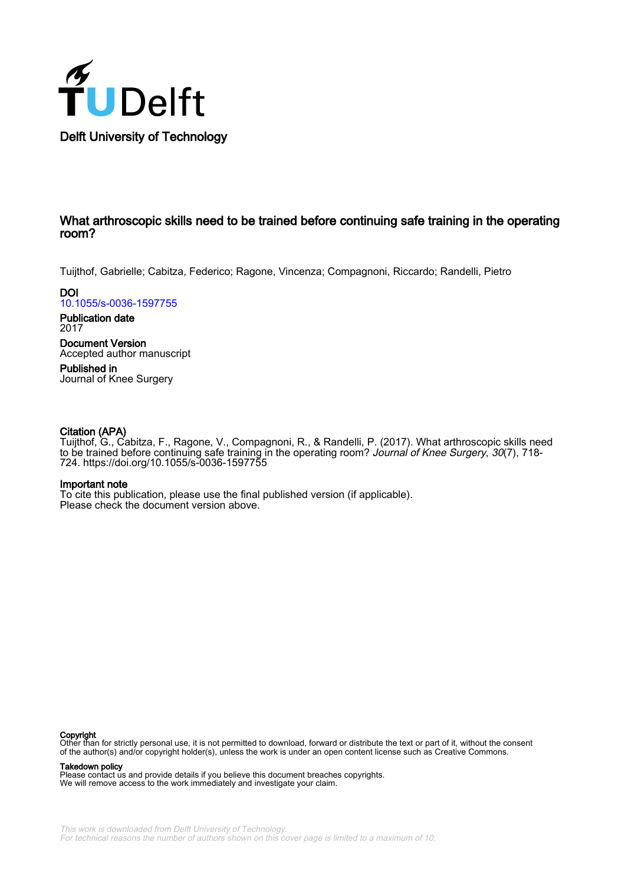Delft University of Technology

# What arthroscopic skills need to be trained before continuing safe training in the operating room?

Tuijthof, Gabrielle; Cabitza, Federico; Ragone, Vincenza; Compagnoni, Riccardo; Randelli, Pietro

**DOI**
10.1055/s-0036-1597755

**Publication date**
2017

**Document Version**
Accepted author manuscript

**Published in**
Journal of Knee Surgery

**Citation (APA)**
Tuijthof, G., Cabitza, F., Ragone, V., Compagnoni, R., & Randelli, P. (2017). What arthroscopic skills need to be trained before continuing safe training in the operating room? *Journal of Knee Surgery*, *30*(7), 718-724. https://doi.org/10.1055/s-0036-1597755

**Important note**
To cite this publication, please use the final published version (if applicable).
Please check the document version above.

**Copyright**
Other than for strictly personal use, it is not permitted to download, forward or distribute the text or part of it, without the consent of the author(s) and/or copyright holder(s), unless the work is under an open content license such as Creative Commons.

**Takedown policy**
Please contact us and provide details if you believe this document breaches copyrights.
We will remove access to the work immediately and investigate your claim.

This work is downloaded from Delft University of Technology.
For technical reasons the number of authors shown on this cover page is limited to a maximum of 10.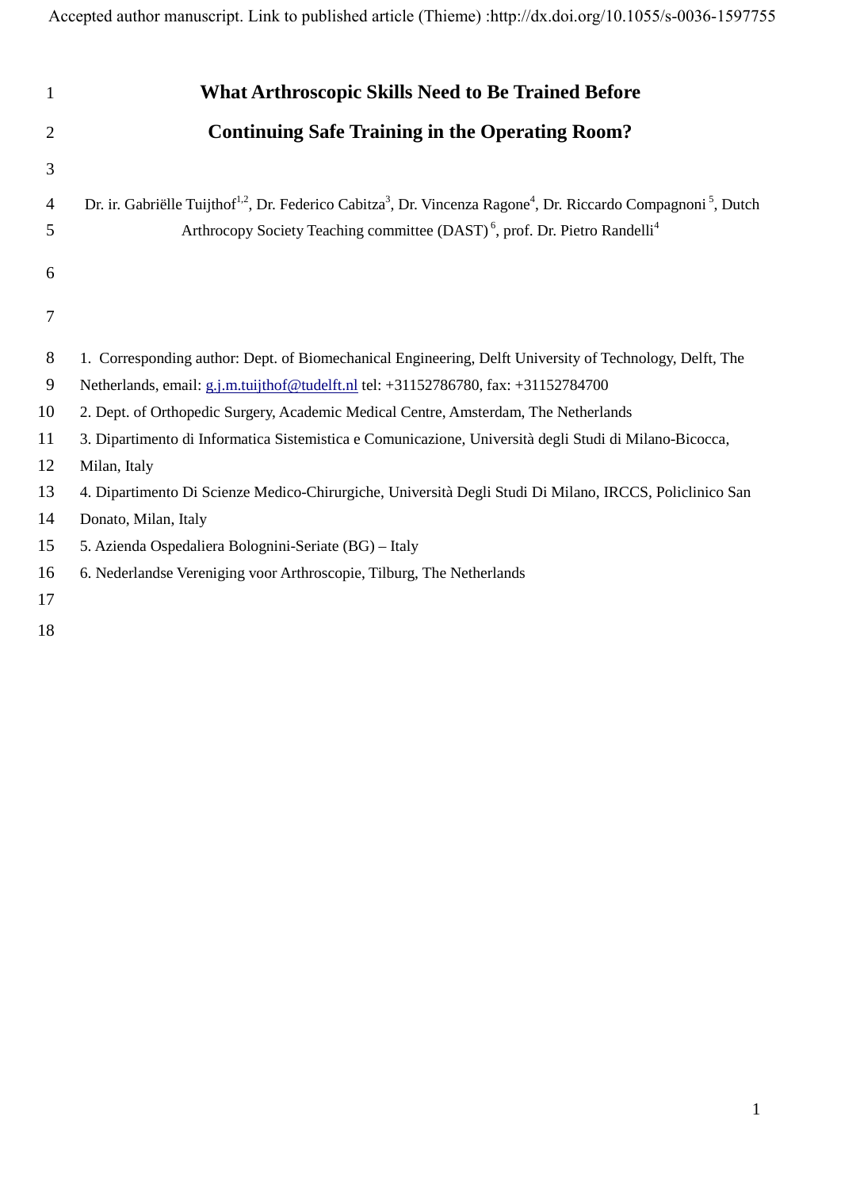Accepted author manuscript. Link to published article (Thieme) :http://dx.doi.org/10.1055/s-0036-1597755

# What Arthroscopic Skills Need to Be Trained Before Continuing Safe Training in the Operating Room?

Dr. ir. Gabriëlle Tuijthof[1,2], Dr. Federico Cabitza[3], Dr. Vincenza Ragone[4], Dr. Riccardo Compagnoni[5], Dutch Arthrocopy Society Teaching committee (DAST)[6], prof. Dr. Pietro Randelli[4]

1. Corresponding author: Dept. of Biomechanical Engineering, Delft University of Technology, Delft, The Netherlands, email: g.j.m.tuijthof@tudelft.nl tel: +31152786780, fax: +31152784700
2. Dept. of Orthopedic Surgery, Academic Medical Centre, Amsterdam, The Netherlands
3. Dipartimento di Informatica Sistemistica e Comunicazione, Università degli Studi di Milano-Bicocca, Milan, Italy
4. Dipartimento Di Scienze Medico-Chirurgiche, Università Degli Studi Di Milano, IRCCS, Policlinico San Donato, Milan, Italy
5. Azienda Ospedaliera Bolognini-Seriate (BG) – Italy
6. Nederlandse Vereniging voor Arthroscopie, Tilburg, The Netherlands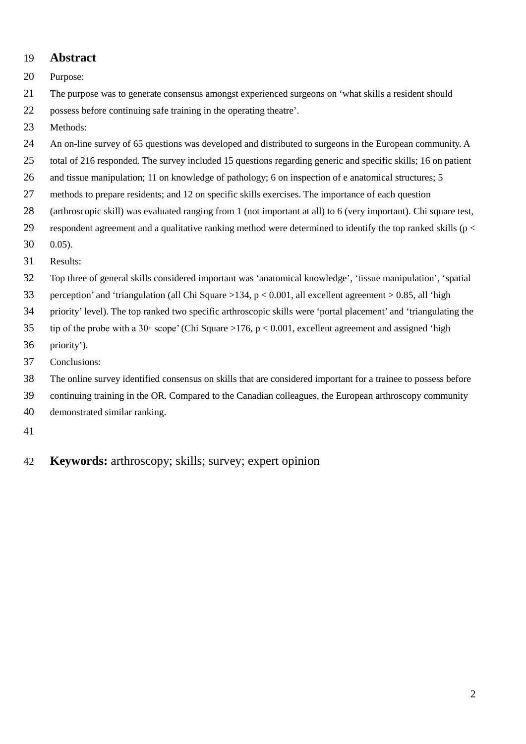## Abstract

Purpose:

The purpose was to generate consensus amongst experienced surgeons on 'what skills a resident should possess before continuing safe training in the operating theatre'.

Methods:

An on-line survey of 65 questions was developed and distributed to surgeons in the European community. A total of 216 responded. The survey included 15 questions regarding generic and specific skills; 16 on patient and tissue manipulation; 11 on knowledge of pathology; 6 on inspection of e anatomical structures; 5 methods to prepare residents; and 12 on specific skills exercises. The importance of each question (arthroscopic skill) was evaluated ranging from 1 (not important at all) to 6 (very important). Chi square test, respondent agreement and a qualitative ranking method were determined to identify the top ranked skills ($p < 0.05$).

Results:

Top three of general skills considered important was 'anatomical knowledge', 'tissue manipulation', 'spatial perception' and 'triangulation (all Chi Square >134, $p < 0.001$, all excellent agreement > 0.85, all 'high priority' level). The top ranked two specific arthroscopic skills were 'portal placement' and 'triangulating the tip of the probe with a 30◦ scope' (Chi Square >176, $p < 0.001$, excellent agreement and assigned 'high priority').

Conclusions:

The online survey identified consensus on skills that are considered important for a trainee to possess before continuing training in the OR. Compared to the Canadian colleagues, the European arthroscopy community demonstrated similar ranking.

**Keywords:** arthroscopy; skills; survey; expert opinion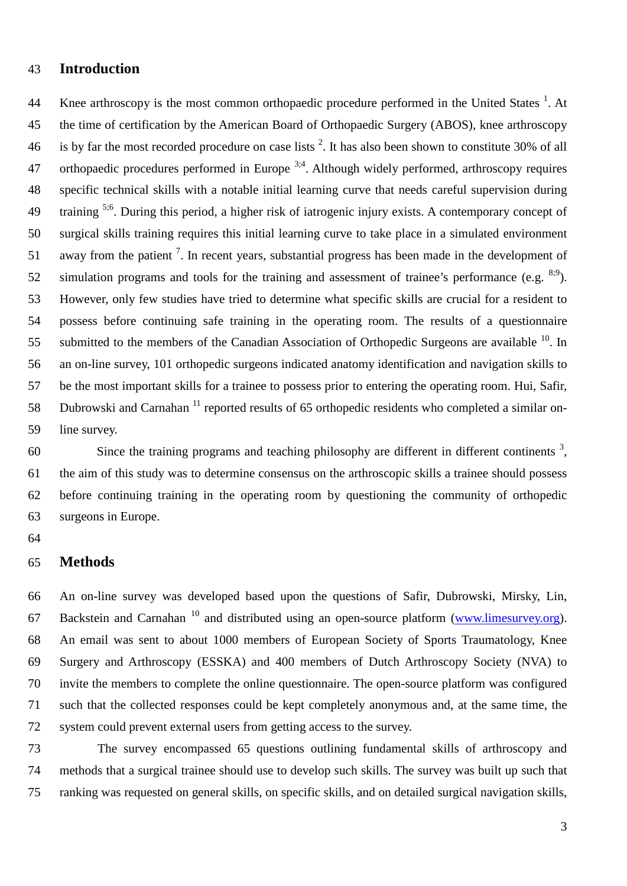## Introduction

Knee arthroscopy is the most common orthopaedic procedure performed in the United States [1]. At the time of certification by the American Board of Orthopaedic Surgery (ABOS), knee arthroscopy is by far the most recorded procedure on case lists [2]. It has also been shown to constitute 30% of all orthopaedic procedures performed in Europe [3;4]. Although widely performed, arthroscopy requires specific technical skills with a notable initial learning curve that needs careful supervision during training [5;6]. During this period, a higher risk of iatrogenic injury exists. A contemporary concept of surgical skills training requires this initial learning curve to take place in a simulated environment away from the patient [7]. In recent years, substantial progress has been made in the development of simulation programs and tools for the training and assessment of trainee's performance (e.g. [8;9]). However, only few studies have tried to determine what specific skills are crucial for a resident to possess before continuing safe training in the operating room. The results of a questionnaire submitted to the members of the Canadian Association of Orthopedic Surgeons are available [10]. In an on-line survey, 101 orthopedic surgeons indicated anatomy identification and navigation skills to be the most important skills for a trainee to possess prior to entering the operating room. Hui, Safir, Dubrowski and Carnahan [11] reported results of 65 orthopedic residents who completed a similar on-line survey.

Since the training programs and teaching philosophy are different in different continents [3], the aim of this study was to determine consensus on the arthroscopic skills a trainee should possess before continuing training in the operating room by questioning the community of orthopedic surgeons in Europe.

## Methods

An on-line survey was developed based upon the questions of Safir, Dubrowski, Mirsky, Lin, Backstein and Carnahan [10] and distributed using an open-source platform (www.limesurvey.org). An email was sent to about 1000 members of European Society of Sports Traumatology, Knee Surgery and Arthroscopy (ESSKA) and 400 members of Dutch Arthroscopy Society (NVA) to invite the members to complete the online questionnaire. The open-source platform was configured such that the collected responses could be kept completely anonymous and, at the same time, the system could prevent external users from getting access to the survey.

The survey encompassed 65 questions outlining fundamental skills of arthroscopy and methods that a surgical trainee should use to develop such skills. The survey was built up such that ranking was requested on general skills, on specific skills, and on detailed surgical navigation skills,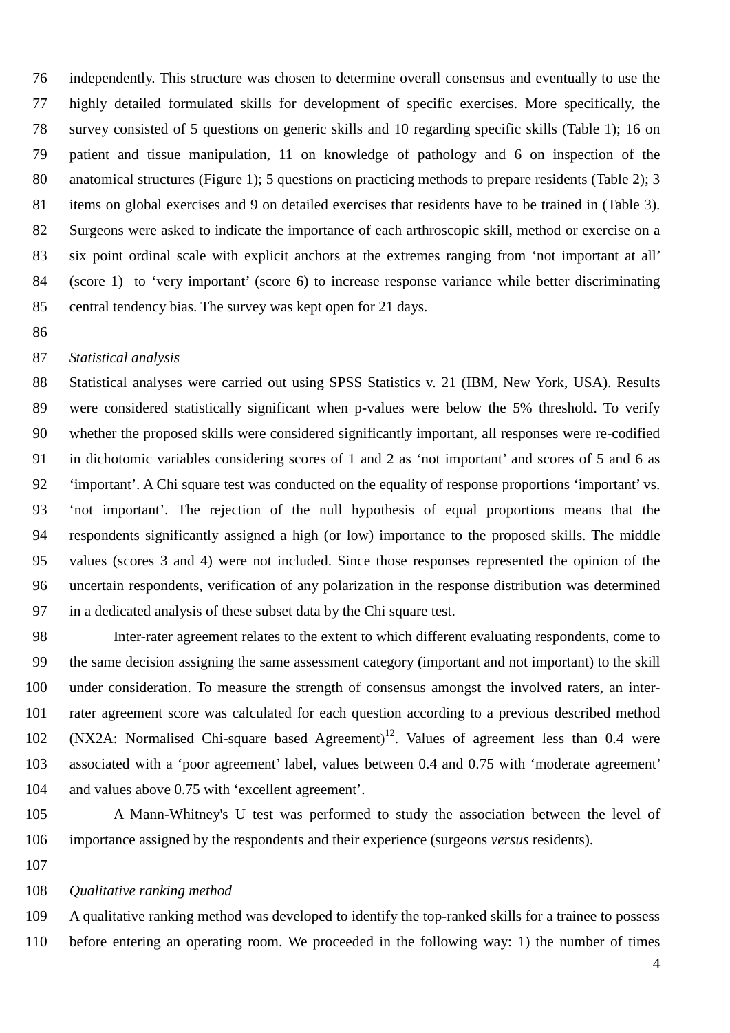independently. This structure was chosen to determine overall consensus and eventually to use the highly detailed formulated skills for development of specific exercises. More specifically, the survey consisted of 5 questions on generic skills and 10 regarding specific skills (Table 1); 16 on patient and tissue manipulation, 11 on knowledge of pathology and 6 on inspection of the anatomical structures (Figure 1); 5 questions on practicing methods to prepare residents (Table 2); 3 items on global exercises and 9 on detailed exercises that residents have to be trained in (Table 3). Surgeons were asked to indicate the importance of each arthroscopic skill, method or exercise on a six point ordinal scale with explicit anchors at the extremes ranging from 'not important at all' (score 1) to 'very important' (score 6) to increase response variance while better discriminating central tendency bias. The survey was kept open for 21 days.

*Statistical analysis*

Statistical analyses were carried out using SPSS Statistics v. 21 (IBM, New York, USA). Results were considered statistically significant when p-values were below the 5% threshold. To verify whether the proposed skills were considered significantly important, all responses were re-codified in dichotomic variables considering scores of 1 and 2 as 'not important' and scores of 5 and 6 as 'important'. A Chi square test was conducted on the equality of response proportions 'important' vs. 'not important'. The rejection of the null hypothesis of equal proportions means that the respondents significantly assigned a high (or low) importance to the proposed skills. The middle values (scores 3 and 4) were not included. Since those responses represented the opinion of the uncertain respondents, verification of any polarization in the response distribution was determined in a dedicated analysis of these subset data by the Chi square test.

Inter-rater agreement relates to the extent to which different evaluating respondents, come to the same decision assigning the same assessment category (important and not important) to the skill under consideration. To measure the strength of consensus amongst the involved raters, an inter-rater agreement score was calculated for each question according to a previous described method (NX2A: Normalised Chi-square based Agreement)[12]. Values of agreement less than 0.4 were associated with a 'poor agreement' label, values between 0.4 and 0.75 with 'moderate agreement' and values above 0.75 with 'excellent agreement'.

A Mann-Whitney's U test was performed to study the association between the level of importance assigned by the respondents and their experience (surgeons *versus* residents).

*Qualitative ranking method*

A qualitative ranking method was developed to identify the top-ranked skills for a trainee to possess before entering an operating room. We proceeded in the following way: 1) the number of times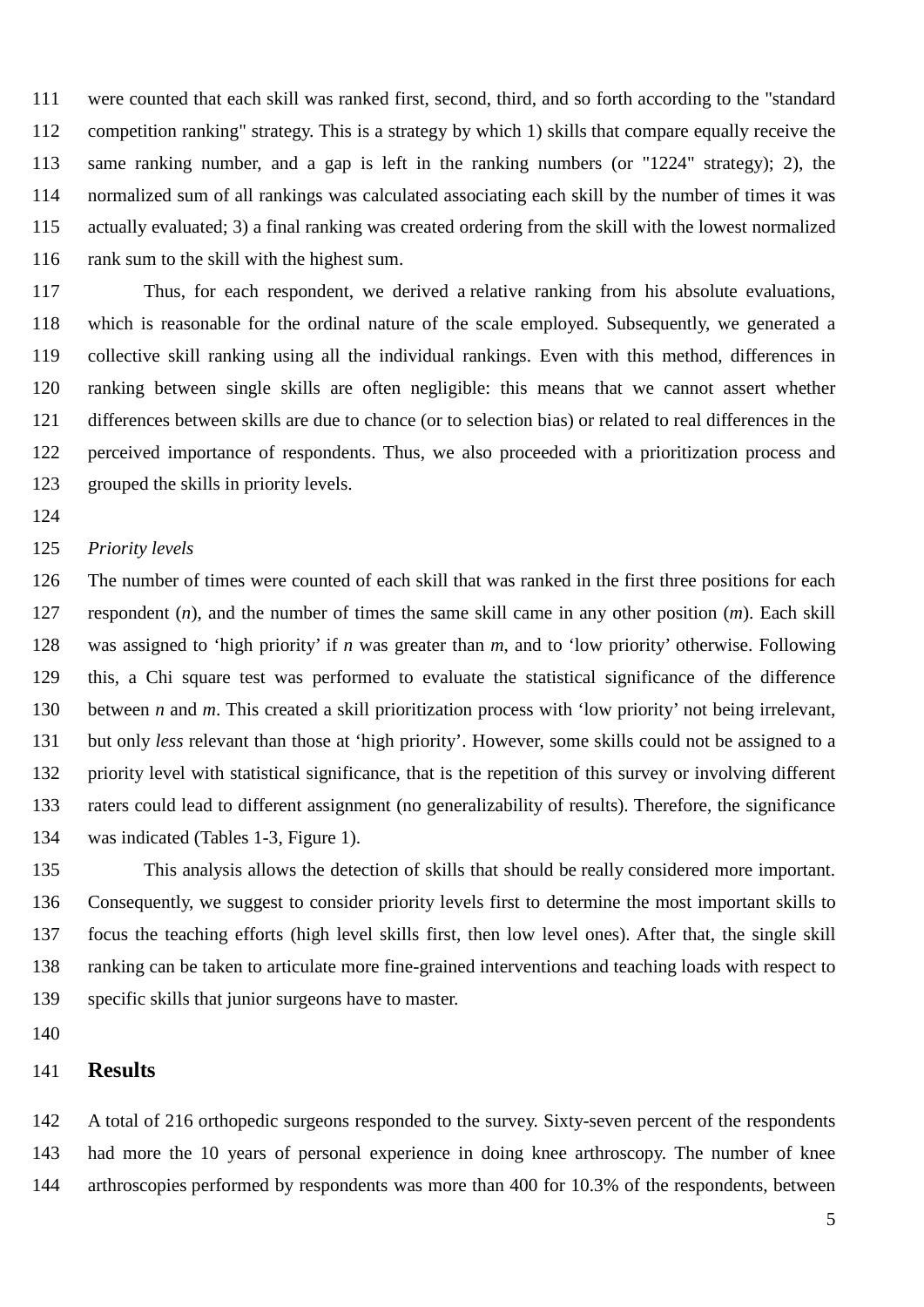were counted that each skill was ranked first, second, third, and so forth according to the "standard competition ranking" strategy. This is a strategy by which 1) skills that compare equally receive the same ranking number, and a gap is left in the ranking numbers (or "1224" strategy); 2), the normalized sum of all rankings was calculated associating each skill by the number of times it was actually evaluated; 3) a final ranking was created ordering from the skill with the lowest normalized rank sum to the skill with the highest sum.

Thus, for each respondent, we derived a relative ranking from his absolute evaluations, which is reasonable for the ordinal nature of the scale employed. Subsequently, we generated a collective skill ranking using all the individual rankings. Even with this method, differences in ranking between single skills are often negligible: this means that we cannot assert whether differences between skills are due to chance (or to selection bias) or related to real differences in the perceived importance of respondents. Thus, we also proceeded with a prioritization process and grouped the skills in priority levels.

*Priority levels*

The number of times were counted of each skill that was ranked in the first three positions for each respondent ($n$), and the number of times the same skill came in any other position ($m$). Each skill was assigned to 'high priority' if $n$ was greater than $m$, and to 'low priority' otherwise. Following this, a Chi square test was performed to evaluate the statistical significance of the difference between $n$ and $m$. This created a skill prioritization process with 'low priority' not being irrelevant, but only *less* relevant than those at 'high priority'. However, some skills could not be assigned to a priority level with statistical significance, that is the repetition of this survey or involving different raters could lead to different assignment (no generalizability of results). Therefore, the significance was indicated (Tables 1-3, Figure 1).

This analysis allows the detection of skills that should be really considered more important. Consequently, we suggest to consider priority levels first to determine the most important skills to focus the teaching efforts (high level skills first, then low level ones). After that, the single skill ranking can be taken to articulate more fine-grained interventions and teaching loads with respect to specific skills that junior surgeons have to master.

## Results

A total of 216 orthopedic surgeons responded to the survey. Sixty-seven percent of the respondents had more the 10 years of personal experience in doing knee arthroscopy. The number of knee arthroscopies performed by respondents was more than 400 for 10.3% of the respondents, between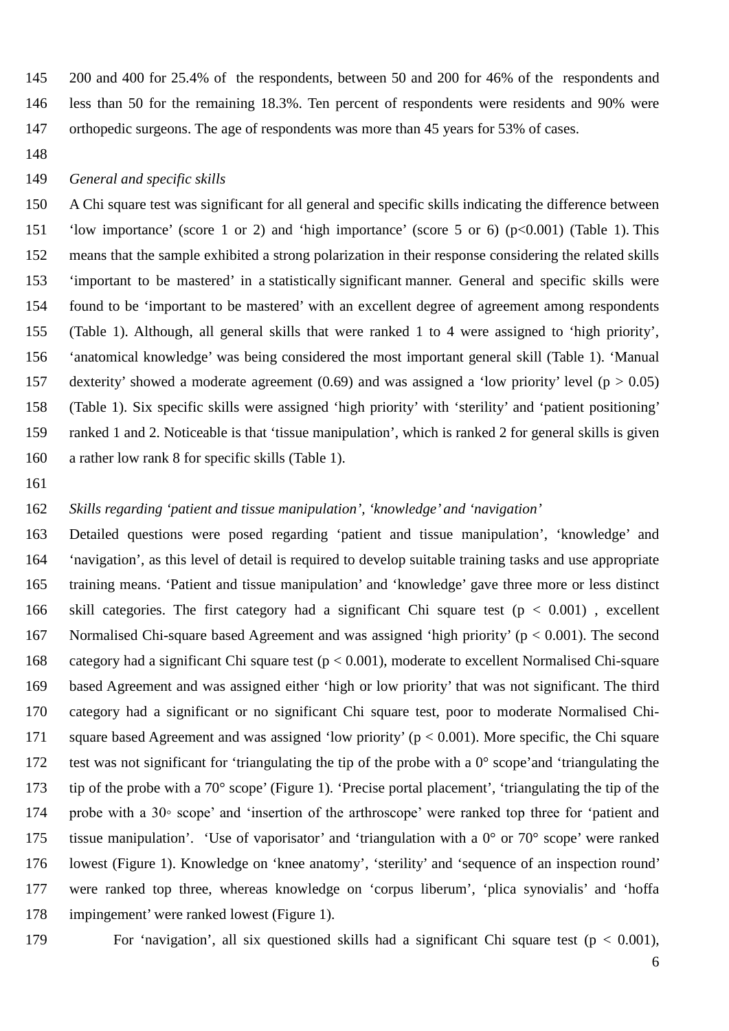200 and 400 for 25.4% of the respondents, between 50 and 200 for 46% of the respondents and less than 50 for the remaining 18.3%. Ten percent of respondents were residents and 90% were orthopedic surgeons. The age of respondents was more than 45 years for 53% of cases.

*General and specific skills*

A Chi square test was significant for all general and specific skills indicating the difference between 'low importance' (score 1 or 2) and 'high importance' (score 5 or 6) ($p<0.001$) (Table 1). This means that the sample exhibited a strong polarization in their response considering the related skills 'important to be mastered' in a statistically significant manner. General and specific skills were found to be 'important to be mastered' with an excellent degree of agreement among respondents (Table 1). Although, all general skills that were ranked 1 to 4 were assigned to 'high priority', 'anatomical knowledge' was being considered the most important general skill (Table 1). 'Manual dexterity' showed a moderate agreement (0.69) and was assigned a 'low priority' level ($p > 0.05$) (Table 1). Six specific skills were assigned 'high priority' with 'sterility' and 'patient positioning' ranked 1 and 2. Noticeable is that 'tissue manipulation', which is ranked 2 for general skills is given a rather low rank 8 for specific skills (Table 1).

*Skills regarding 'patient and tissue manipulation', 'knowledge' and 'navigation'*

Detailed questions were posed regarding 'patient and tissue manipulation', 'knowledge' and 'navigation', as this level of detail is required to develop suitable training tasks and use appropriate training means. 'Patient and tissue manipulation' and 'knowledge' gave three more or less distinct skill categories. The first category had a significant Chi square test ($p < 0.001$) , excellent Normalised Chi-square based Agreement and was assigned 'high priority' ($p < 0.001$). The second category had a significant Chi square test ($p < 0.001$), moderate to excellent Normalised Chi-square based Agreement and was assigned either 'high or low priority' that was not significant. The third category had a significant or no significant Chi square test, poor to moderate Normalised Chi-square based Agreement and was assigned 'low priority' ($p < 0.001$). More specific, the Chi square test was not significant for 'triangulating the tip of the probe with a 0° scope'and 'triangulating the tip of the probe with a 70° scope' (Figure 1). 'Precise portal placement', 'triangulating the tip of the probe with a 30◦ scope' and 'insertion of the arthroscope' were ranked top three for 'patient and tissue manipulation'. 'Use of vaporisator' and 'triangulation with a 0° or 70° scope' were ranked lowest (Figure 1). Knowledge on 'knee anatomy', 'sterility' and 'sequence of an inspection round' were ranked top three, whereas knowledge on 'corpus liberum', 'plica synovialis' and 'hoffa impingement' were ranked lowest (Figure 1).

For 'navigation', all six questioned skills had a significant Chi square test ($p < 0.001$),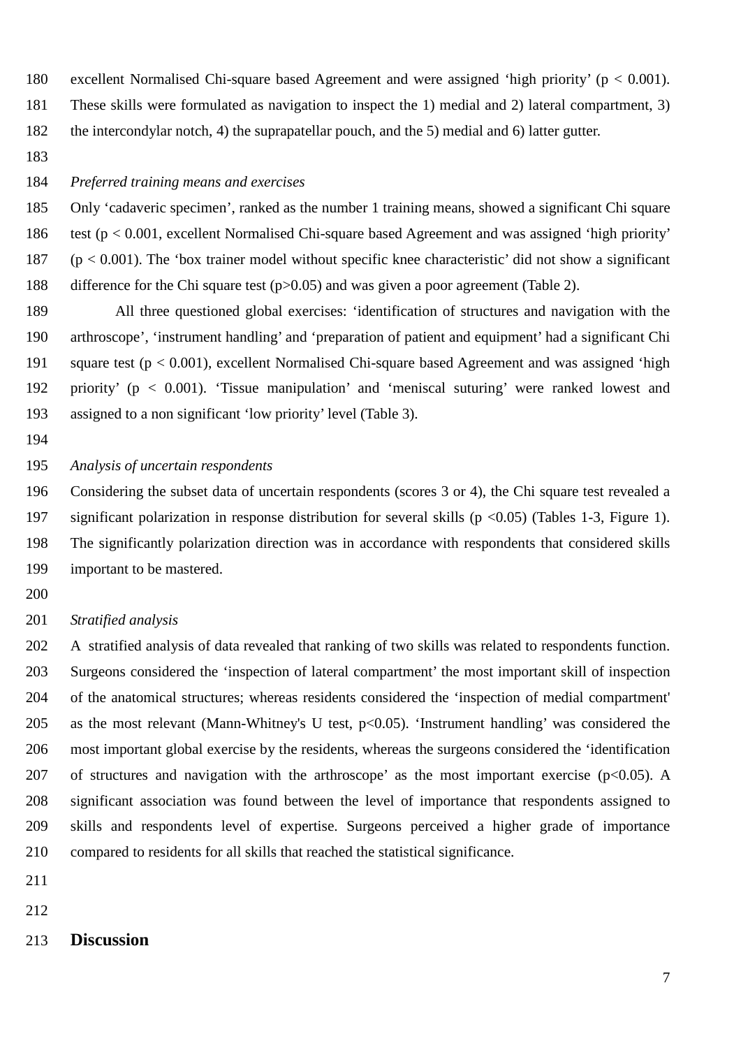excellent Normalised Chi-square based Agreement and were assigned 'high priority' ($p < 0.001$). These skills were formulated as navigation to inspect the 1) medial and 2) lateral compartment, 3) the intercondylar notch, 4) the suprapatellar pouch, and the 5) medial and 6) latter gutter.

*Preferred training means and exercises*

Only 'cadaveric specimen', ranked as the number 1 training means, showed a significant Chi square test ($p < 0.001$, excellent Normalised Chi-square based Agreement and was assigned 'high priority' ($p < 0.001$). The 'box trainer model without specific knee characteristic' did not show a significant difference for the Chi square test ($p > 0.05$) and was given a poor agreement (Table 2).

All three questioned global exercises: 'identification of structures and navigation with the arthroscope', 'instrument handling' and 'preparation of patient and equipment' had a significant Chi square test ($p < 0.001$), excellent Normalised Chi-square based Agreement and was assigned 'high priority' ($p < 0.001$). 'Tissue manipulation' and 'meniscal suturing' were ranked lowest and assigned to a non significant 'low priority' level (Table 3).

*Analysis of uncertain respondents*

Considering the subset data of uncertain respondents (scores 3 or 4), the Chi square test revealed a significant polarization in response distribution for several skills ($p < 0.05$) (Tables 1-3, Figure 1). The significantly polarization direction was in accordance with respondents that considered skills important to be mastered.

*Stratified analysis*

A stratified analysis of data revealed that ranking of two skills was related to respondents function. Surgeons considered the 'inspection of lateral compartment' the most important skill of inspection of the anatomical structures; whereas residents considered the 'inspection of medial compartment' as the most relevant (Mann-Whitney's U test, $p < 0.05$). 'Instrument handling' was considered the most important global exercise by the residents, whereas the surgeons considered the 'identification of structures and navigation with the arthroscope' as the most important exercise ($p < 0.05$). A significant association was found between the level of importance that respondents assigned to skills and respondents level of expertise. Surgeons perceived a higher grade of importance compared to residents for all skills that reached the statistical significance.

## Discussion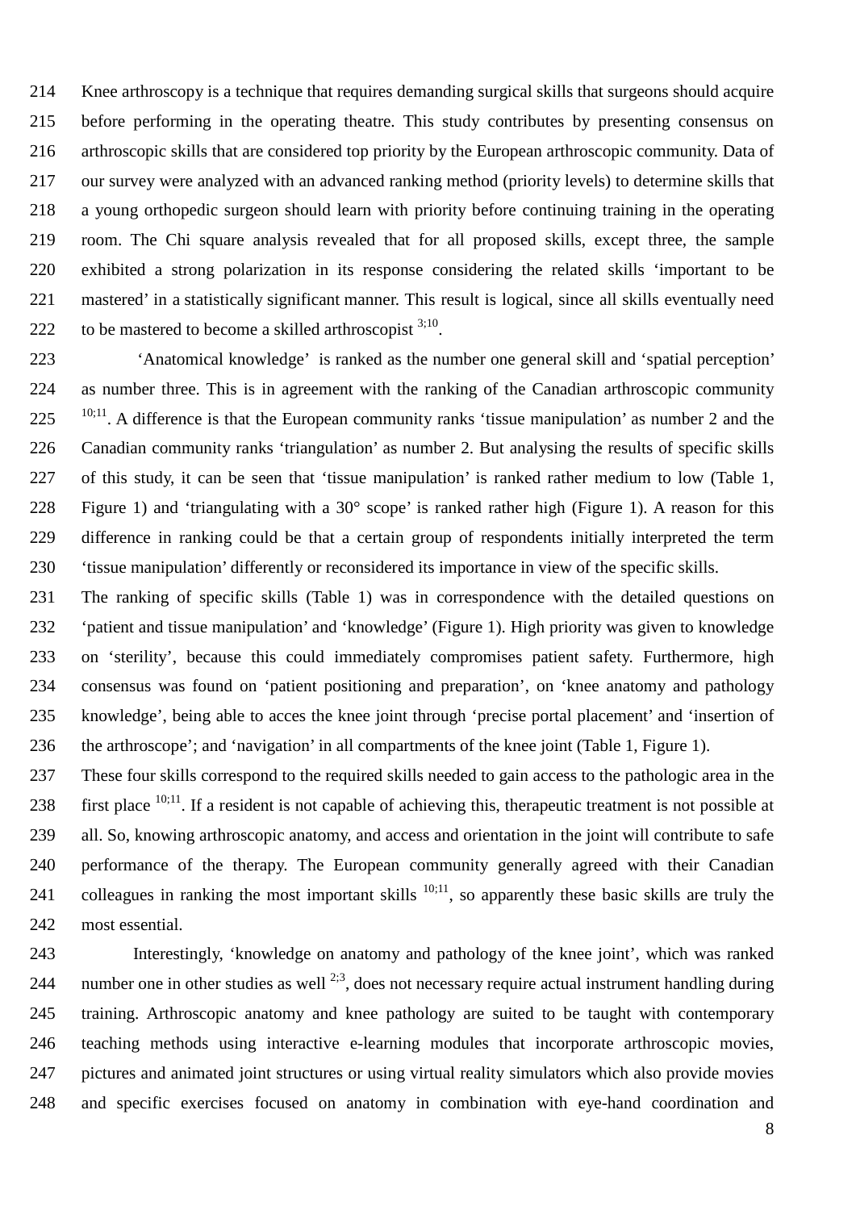Knee arthroscopy is a technique that requires demanding surgical skills that surgeons should acquire before performing in the operating theatre. This study contributes by presenting consensus on arthroscopic skills that are considered top priority by the European arthroscopic community. Data of our survey were analyzed with an advanced ranking method (priority levels) to determine skills that a young orthopedic surgeon should learn with priority before continuing training in the operating room. The Chi square analysis revealed that for all proposed skills, except three, the sample exhibited a strong polarization in its response considering the related skills 'important to be mastered' in a statistically significant manner. This result is logical, since all skills eventually need to be mastered to become a skilled arthroscopist [3;10].

'Anatomical knowledge' is ranked as the number one general skill and 'spatial perception' as number three. This is in agreement with the ranking of the Canadian arthroscopic community [10;11]. A difference is that the European community ranks 'tissue manipulation' as number 2 and the Canadian community ranks 'triangulation' as number 2. But analysing the results of specific skills of this study, it can be seen that 'tissue manipulation' is ranked rather medium to low (Table 1, Figure 1) and 'triangulating with a 30° scope' is ranked rather high (Figure 1). A reason for this difference in ranking could be that a certain group of respondents initially interpreted the term 'tissue manipulation' differently or reconsidered its importance in view of the specific skills.

The ranking of specific skills (Table 1) was in correspondence with the detailed questions on 'patient and tissue manipulation' and 'knowledge' (Figure 1). High priority was given to knowledge on 'sterility', because this could immediately compromises patient safety. Furthermore, high consensus was found on 'patient positioning and preparation', on 'knee anatomy and pathology knowledge', being able to acces the knee joint through 'precise portal placement' and 'insertion of the arthroscope'; and 'navigation' in all compartments of the knee joint (Table 1, Figure 1).

These four skills correspond to the required skills needed to gain access to the pathologic area in the first place [10;11]. If a resident is not capable of achieving this, therapeutic treatment is not possible at all. So, knowing arthroscopic anatomy, and access and orientation in the joint will contribute to safe performance of the therapy. The European community generally agreed with their Canadian colleagues in ranking the most important skills [10;11], so apparently these basic skills are truly the most essential.

Interestingly, 'knowledge on anatomy and pathology of the knee joint', which was ranked number one in other studies as well [2;3], does not necessary require actual instrument handling during training. Arthroscopic anatomy and knee pathology are suited to be taught with contemporary teaching methods using interactive e-learning modules that incorporate arthroscopic movies, pictures and animated joint structures or using virtual reality simulators which also provide movies and specific exercises focused on anatomy in combination with eye-hand coordination and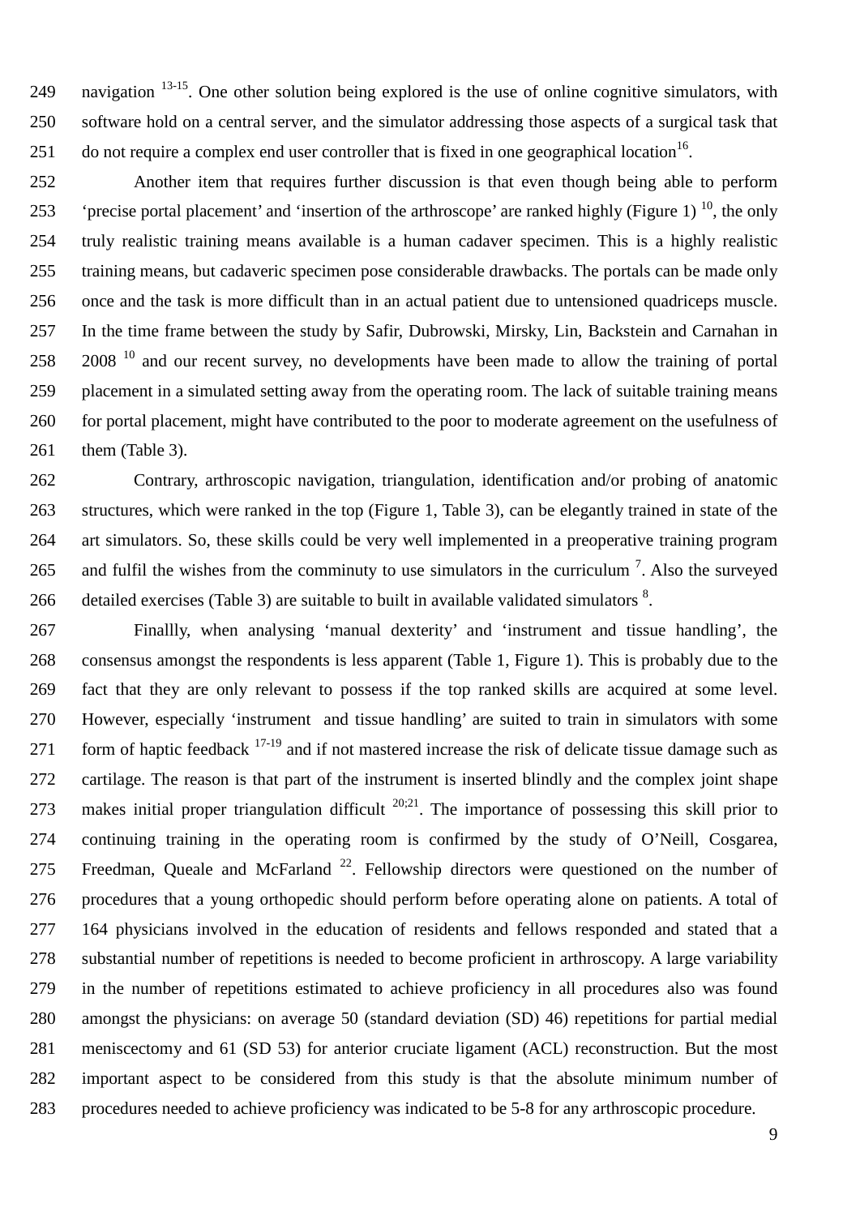navigation [13-15]. One other solution being explored is the use of online cognitive simulators, with software hold on a central server, and the simulator addressing those aspects of a surgical task that do not require a complex end user controller that is fixed in one geographical location[16].

Another item that requires further discussion is that even though being able to perform 'precise portal placement' and 'insertion of the arthroscope' are ranked highly (Figure 1) [10], the only truly realistic training means available is a human cadaver specimen. This is a highly realistic training means, but cadaveric specimen pose considerable drawbacks. The portals can be made only once and the task is more difficult than in an actual patient due to untensioned quadriceps muscle. In the time frame between the study by Safir, Dubrowski, Mirsky, Lin, Backstein and Carnahan in 2008 [10] and our recent survey, no developments have been made to allow the training of portal placement in a simulated setting away from the operating room. The lack of suitable training means for portal placement, might have contributed to the poor to moderate agreement on the usefulness of them (Table 3).

Contrary, arthroscopic navigation, triangulation, identification and/or probing of anatomic structures, which were ranked in the top (Figure 1, Table 3), can be elegantly trained in state of the art simulators. So, these skills could be very well implemented in a preoperative training program and fulfil the wishes from the comminuty to use simulators in the curriculum [7]. Also the surveyed detailed exercises (Table 3) are suitable to built in available validated simulators [8].

Finallly, when analysing 'manual dexterity' and 'instrument and tissue handling', the consensus amongst the respondents is less apparent (Table 1, Figure 1). This is probably due to the fact that they are only relevant to possess if the top ranked skills are acquired at some level. However, especially 'instrument and tissue handling' are suited to train in simulators with some form of haptic feedback [17-19] and if not mastered increase the risk of delicate tissue damage such as cartilage. The reason is that part of the instrument is inserted blindly and the complex joint shape makes initial proper triangulation difficult [20;21]. The importance of possessing this skill prior to continuing training in the operating room is confirmed by the study of O'Neill, Cosgarea, Freedman, Queale and McFarland [22]. Fellowship directors were questioned on the number of procedures that a young orthopedic should perform before operating alone on patients. A total of 164 physicians involved in the education of residents and fellows responded and stated that a substantial number of repetitions is needed to become proficient in arthroscopy. A large variability in the number of repetitions estimated to achieve proficiency in all procedures also was found amongst the physicians: on average 50 (standard deviation (SD) 46) repetitions for partial medial meniscectomy and 61 (SD 53) for anterior cruciate ligament (ACL) reconstruction. But the most important aspect to be considered from this study is that the absolute minimum number of procedures needed to achieve proficiency was indicated to be 5-8 for any arthroscopic procedure.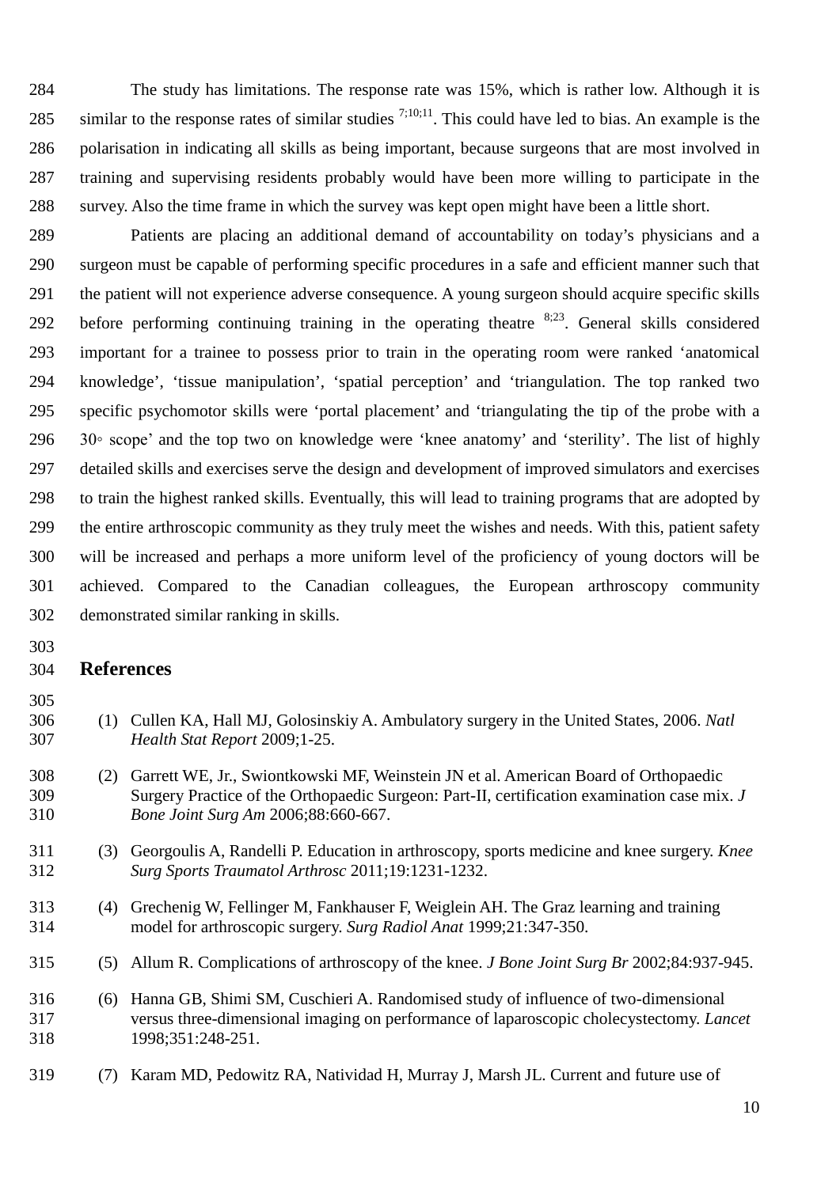The study has limitations. The response rate was 15%, which is rather low. Although it is similar to the response rates of similar studies [7;10;11]. This could have led to bias. An example is the polarisation in indicating all skills as being important, because surgeons that are most involved in training and supervising residents probably would have been more willing to participate in the survey. Also the time frame in which the survey was kept open might have been a little short.

Patients are placing an additional demand of accountability on today's physicians and a surgeon must be capable of performing specific procedures in a safe and efficient manner such that the patient will not experience adverse consequence. A young surgeon should acquire specific skills before performing continuing training in the operating theatre [8;23]. General skills considered important for a trainee to possess prior to train in the operating room were ranked 'anatomical knowledge', 'tissue manipulation', 'spatial perception' and 'triangulation. The top ranked two specific psychomotor skills were 'portal placement' and 'triangulating the tip of the probe with a 30◦ scope' and the top two on knowledge were 'knee anatomy' and 'sterility'. The list of highly detailed skills and exercises serve the design and development of improved simulators and exercises to train the highest ranked skills. Eventually, this will lead to training programs that are adopted by the entire arthroscopic community as they truly meet the wishes and needs. With this, patient safety will be increased and perhaps a more uniform level of the proficiency of young doctors will be achieved. Compared to the Canadian colleagues, the European arthroscopy community demonstrated similar ranking in skills.

## References

(1) Cullen KA, Hall MJ, Golosinskiy A. Ambulatory surgery in the United States, 2006. *Natl Health Stat Report* 2009;1-25.

(2) Garrett WE, Jr., Swiontkowski MF, Weinstein JN et al. American Board of Orthopaedic Surgery Practice of the Orthopaedic Surgeon: Part-II, certification examination case mix. *J Bone Joint Surg Am* 2006;88:660-667.

(3) Georgoulis A, Randelli P. Education in arthroscopy, sports medicine and knee surgery. *Knee Surg Sports Traumatol Arthrosc* 2011;19:1231-1232.

(4) Grechenig W, Fellinger M, Fankhauser F, Weiglein AH. The Graz learning and training model for arthroscopic surgery. *Surg Radiol Anat* 1999;21:347-350.

(5) Allum R. Complications of arthroscopy of the knee. *J Bone Joint Surg Br* 2002;84:937-945.

(6) Hanna GB, Shimi SM, Cuschieri A. Randomised study of influence of two-dimensional versus three-dimensional imaging on performance of laparoscopic cholecystectomy. *Lancet* 1998;351:248-251.

(7) Karam MD, Pedowitz RA, Natividad H, Murray J, Marsh JL. Current and future use of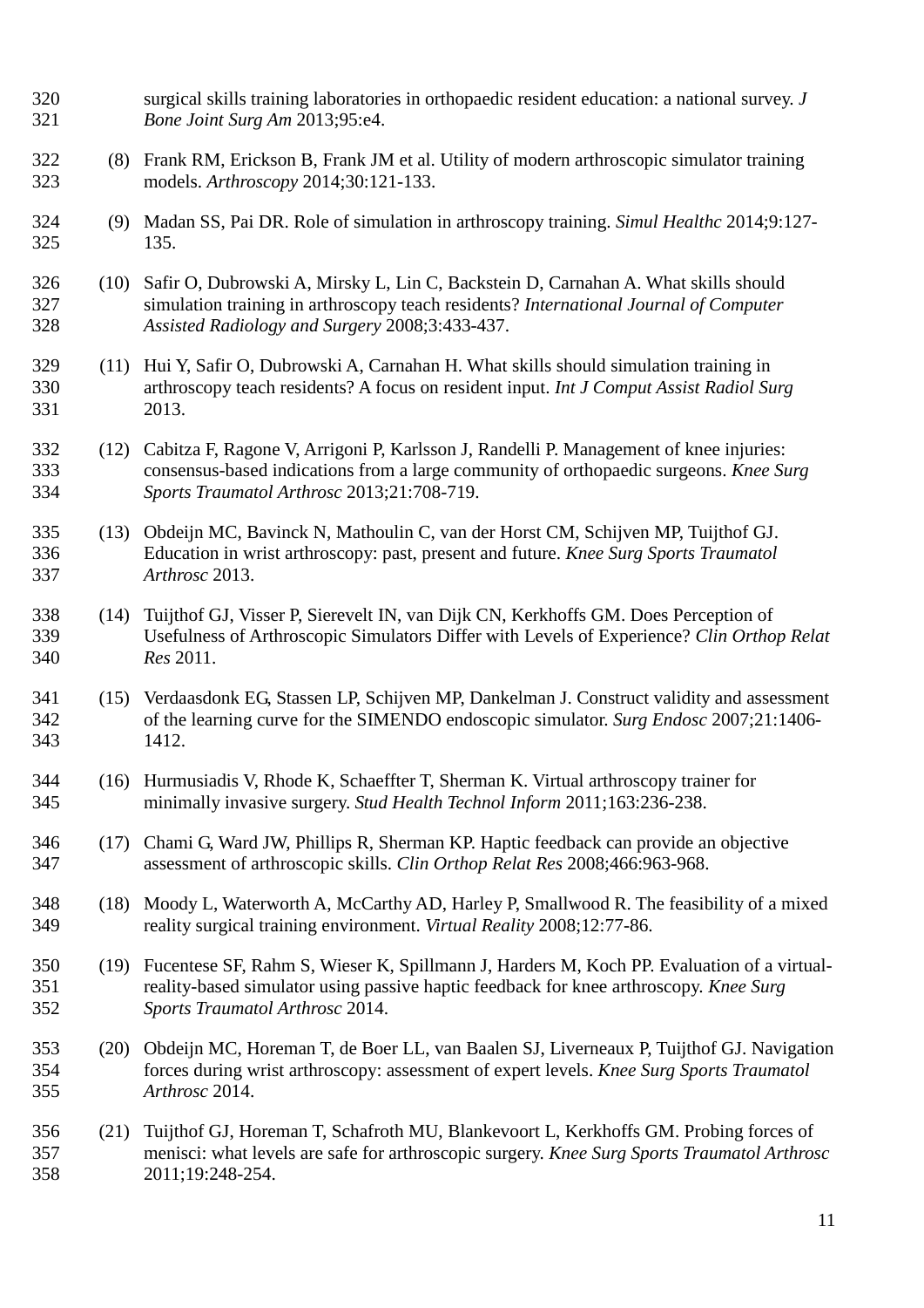surgical skills training laboratories in orthopaedic resident education: a national survey. *J Bone Joint Surg Am* 2013;95:e4.

(8) Frank RM, Erickson B, Frank JM et al. Utility of modern arthroscopic simulator training models. *Arthroscopy* 2014;30:121-133.

(9) Madan SS, Pai DR. Role of simulation in arthroscopy training. *Simul Healthc* 2014;9:127-135.

(10) Safir O, Dubrowski A, Mirsky L, Lin C, Backstein D, Carnahan A. What skills should simulation training in arthroscopy teach residents? *International Journal of Computer Assisted Radiology and Surgery* 2008;3:433-437.

(11) Hui Y, Safir O, Dubrowski A, Carnahan H. What skills should simulation training in arthroscopy teach residents? A focus on resident input. *Int J Comput Assist Radiol Surg* 2013.

(12) Cabitza F, Ragone V, Arrigoni P, Karlsson J, Randelli P. Management of knee injuries: consensus-based indications from a large community of orthopaedic surgeons. *Knee Surg Sports Traumatol Arthrosc* 2013;21:708-719.

(13) Obdeijn MC, Bavinck N, Mathoulin C, van der Horst CM, Schijven MP, Tuijthof GJ. Education in wrist arthroscopy: past, present and future. *Knee Surg Sports Traumatol Arthrosc* 2013.

(14) Tuijthof GJ, Visser P, Sierevelt IN, van Dijk CN, Kerkhoffs GM. Does Perception of Usefulness of Arthroscopic Simulators Differ with Levels of Experience? *Clin Orthop Relat Res* 2011.

(15) Verdaasdonk EG, Stassen LP, Schijven MP, Dankelman J. Construct validity and assessment of the learning curve for the SIMENDO endoscopic simulator. *Surg Endosc* 2007;21:1406-1412.

(16) Hurmusiadis V, Rhode K, Schaeffter T, Sherman K. Virtual arthroscopy trainer for minimally invasive surgery. *Stud Health Technol Inform* 2011;163:236-238.

(17) Chami G, Ward JW, Phillips R, Sherman KP. Haptic feedback can provide an objective assessment of arthroscopic skills. *Clin Orthop Relat Res* 2008;466:963-968.

(18) Moody L, Waterworth A, McCarthy AD, Harley P, Smallwood R. The feasibility of a mixed reality surgical training environment. *Virtual Reality* 2008;12:77-86.

(19) Fucentese SF, Rahm S, Wieser K, Spillmann J, Harders M, Koch PP. Evaluation of a virtual-reality-based simulator using passive haptic feedback for knee arthroscopy. *Knee Surg Sports Traumatol Arthrosc* 2014.

(20) Obdeijn MC, Horeman T, de Boer LL, van Baalen SJ, Liverneaux P, Tuijthof GJ. Navigation forces during wrist arthroscopy: assessment of expert levels. *Knee Surg Sports Traumatol Arthrosc* 2014.

(21) Tuijthof GJ, Horeman T, Schafroth MU, Blankevoort L, Kerkhoffs GM. Probing forces of menisci: what levels are safe for arthroscopic surgery. *Knee Surg Sports Traumatol Arthrosc* 2011;19:248-254.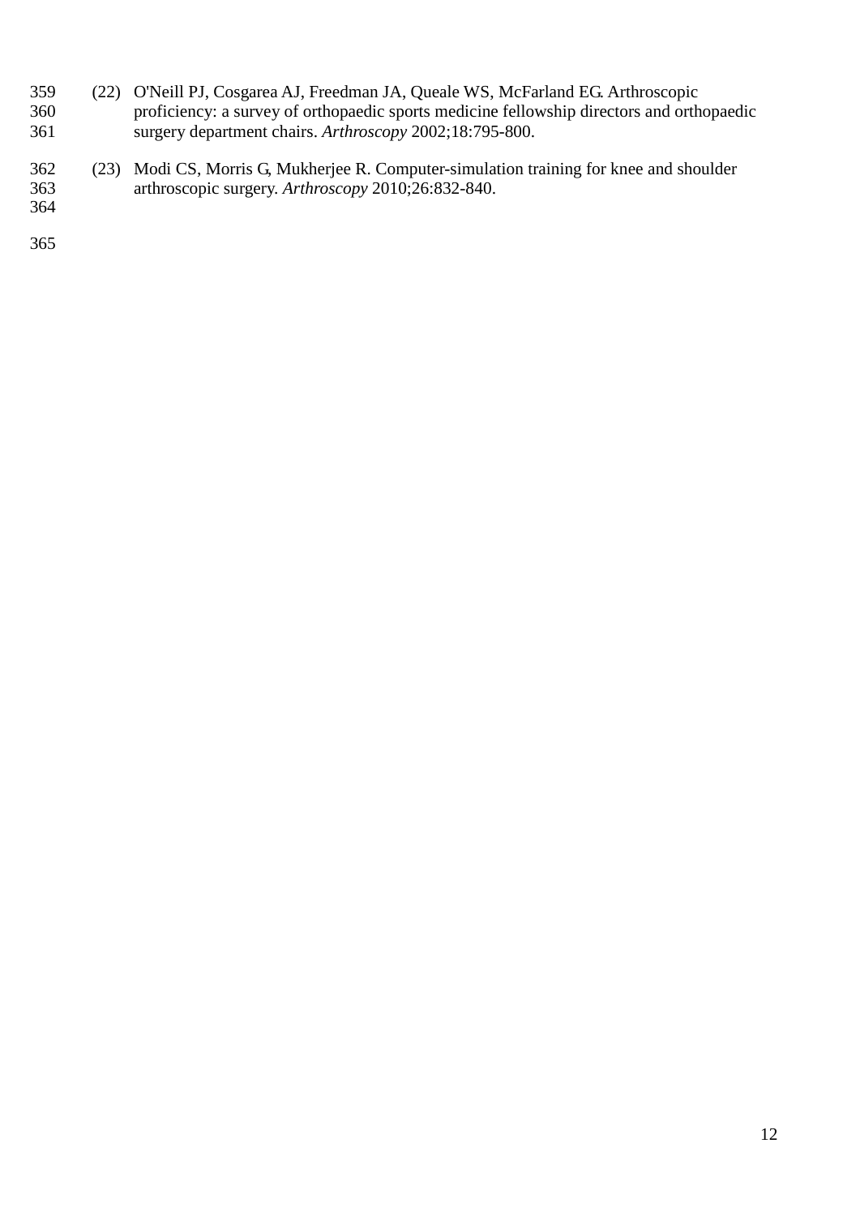(22) O'Neill PJ, Cosgarea AJ, Freedman JA, Queale WS, McFarland EG. Arthroscopic proficiency: a survey of orthopaedic sports medicine fellowship directors and orthopaedic surgery department chairs. *Arthroscopy* 2002;18:795-800.

(23) Modi CS, Morris G, Mukherjee R. Computer-simulation training for knee and shoulder arthroscopic surgery. *Arthroscopy* 2010;26:832-840.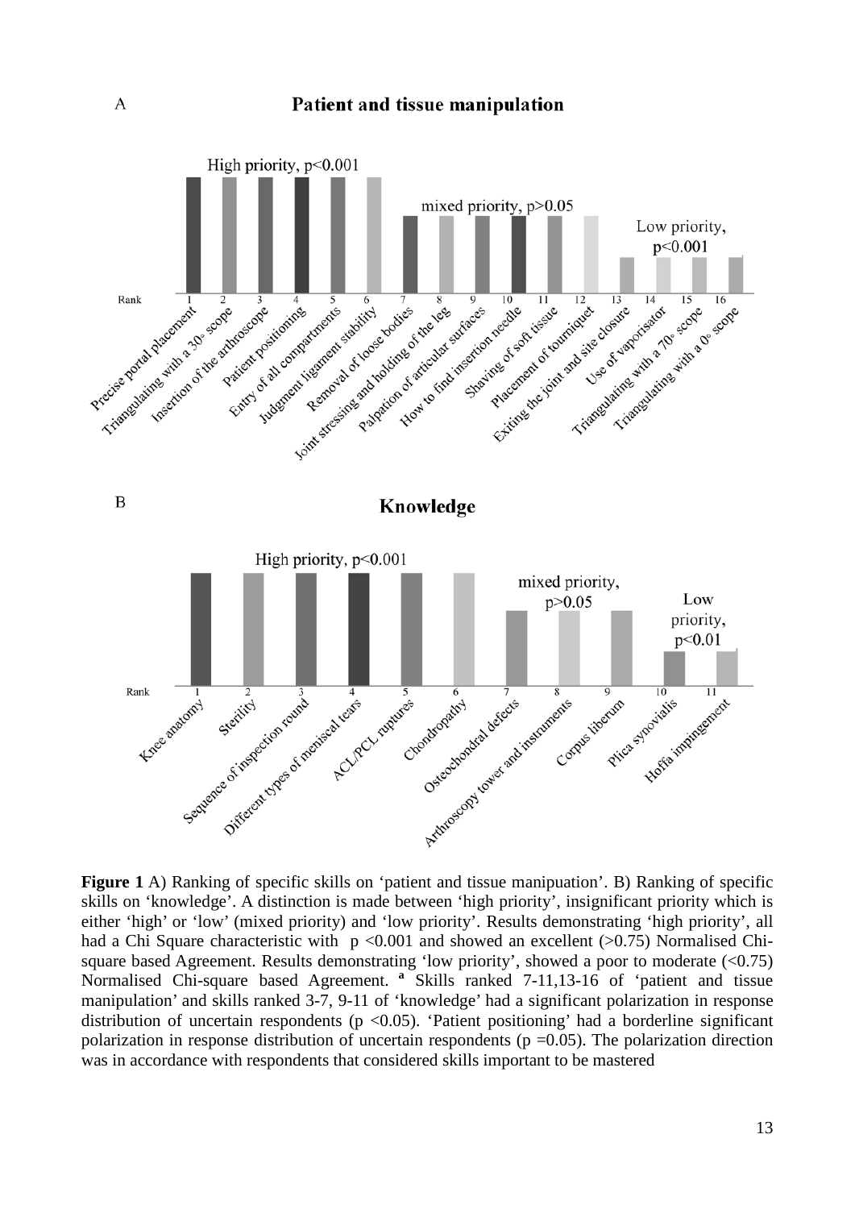**Figure 1** A) Ranking of specific skills on 'patient and tissue manipuation'. B) Ranking of specific skills on 'knowledge'. A distinction is made between 'high priority', insignificant priority which is either 'high' or 'low' (mixed priority) and 'low priority'. Results demonstrating 'high priority', all had a Chi Square characteristic with $p < 0.001$ and showed an excellent (>0.75) Normalised Chi-square based Agreement. Results demonstrating 'low priority', showed a poor to moderate (<0.75) Normalised Chi-square based Agreement. [a] Skills ranked 7-11,13-16 of 'patient and tissue manipulation' and skills ranked 3-7, 9-11 of 'knowledge' had a significant polarization in response distribution of uncertain respondents ($p < 0.05$). 'Patient positioning' had a borderline significant polarization in response distribution of uncertain respondents ($p = 0.05$). The polarization direction was in accordance with respondents that considered skills important to be mastered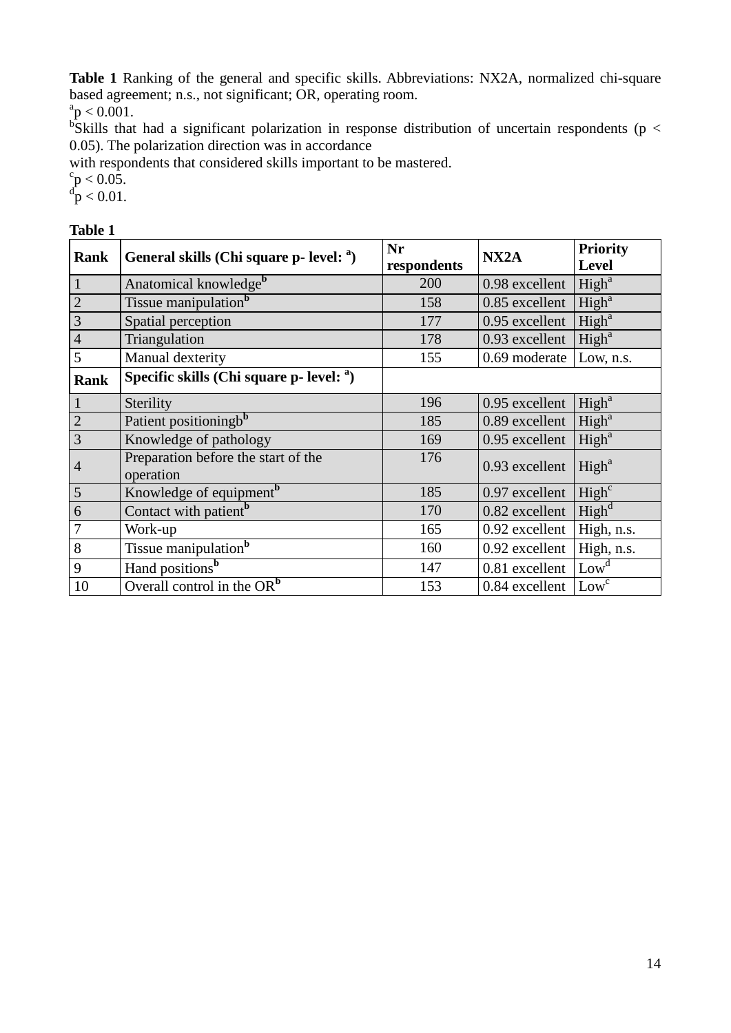**Table 1** Ranking of the general and specific skills. Abbreviations: NX2A, normalized chi-square based agreement; n.s., not significant; OR, operating room.

[a]$p < 0.001$.

[b]Skills that had a significant polarization in response distribution of uncertain respondents ($p < 0.05$). The polarization direction was in accordance with respondents that considered skills important to be mastered.

[c]$p < 0.05$.

[d]$p < 0.01$.

**Table 1**

| **Rank** | **General skills (Chi square p- level: [a])** | **Nr respondents** | **NX2A** | **Priority Level** |
|---|---|---|---|---|
| 1 | Anatomical knowledge[b] | 200 | 0.98 excellent | High[a] |
| 2 | Tissue manipulation[b] | 158 | 0.85 excellent | High[a] |
| 3 | Spatial perception | 177 | 0.95 excellent | High[a] |
| 4 | Triangulation | 178 | 0.93 excellent | High[a] |
| 5 | Manual dexterity | 155 | 0.69 moderate | Low, n.s. |
| **Rank** | **Specific skills (Chi square p- level: [a])** | | | |
| 1 | Sterility | 196 | 0.95 excellent | High[a] |
| 2 | Patient positioningb[b] | 185 | 0.89 excellent | High[a] |
| 3 | Knowledge of pathology | 169 | 0.95 excellent | High[a] |
| 4 | Preparation before the start of the operation | 176 | 0.93 excellent | High[a] |
| 5 | Knowledge of equipment[b] | 185 | 0.97 excellent | High[c] |
| 6 | Contact with patient[b] | 170 | 0.82 excellent | High[d] |
| 7 | Work-up | 165 | 0.92 excellent | High, n.s. |
| 8 | Tissue manipulation[b] | 160 | 0.92 excellent | High, n.s. |
| 9 | Hand positions[b] | 147 | 0.81 excellent | Low[d] |
| 10 | Overall control in the OR[b] | 153 | 0.84 excellent | Low[c] |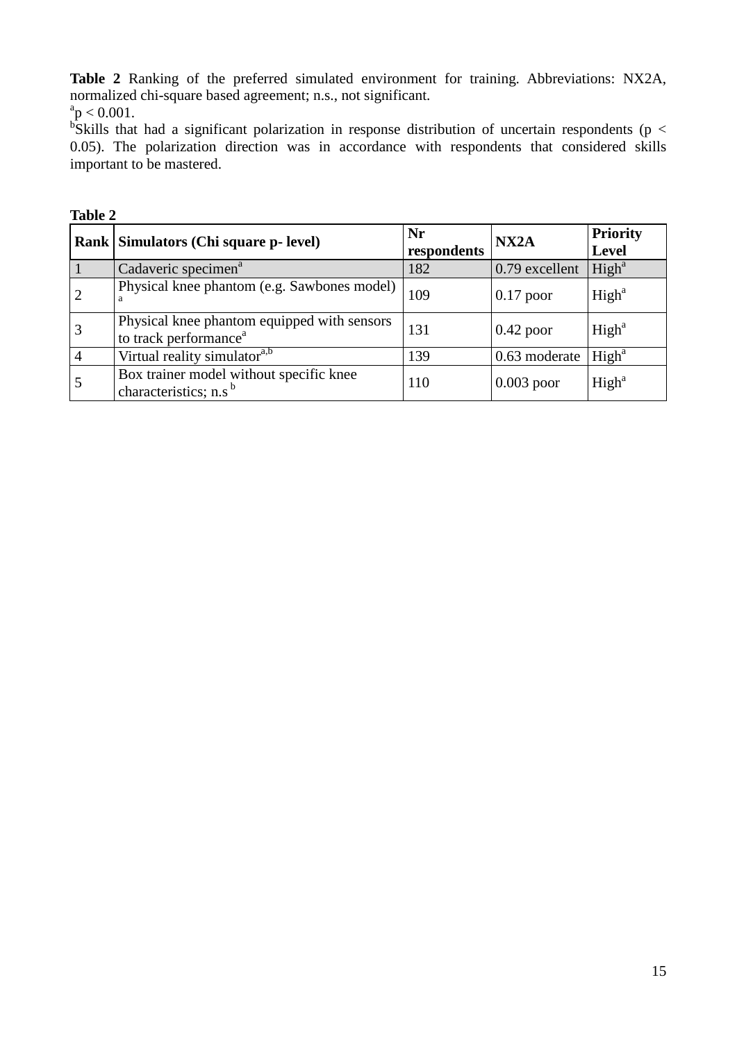**Table 2** Ranking of the preferred simulated environment for training. Abbreviations: NX2A, normalized chi-square based agreement; n.s., not significant.

[a]$p < 0.001$.

[b]Skills that had a significant polarization in response distribution of uncertain respondents ($p < 0.05$). The polarization direction was in accordance with respondents that considered skills important to be mastered.

**Table 2**

| **Rank** | **Simulators (Chi square p- level)** | **Nr respondents** | **NX2A** | **Priority Level** |
|---|---|---|---|---|
| 1 | Cadaveric specimen[a] | 182 | 0.79 excellent | High[a] |
| 2 | Physical knee phantom (e.g. Sawbones model)[a] | 109 | 0.17 poor | High[a] |
| 3 | Physical knee phantom equipped with sensors to track performance[a] | 131 | 0.42 poor | High[a] |
| 4 | Virtual reality simulator[a,b] | 139 | 0.63 moderate | High[a] |
| 5 | Box trainer model without specific knee characteristics; n.s [b] | 110 | 0.003 poor | High[a] |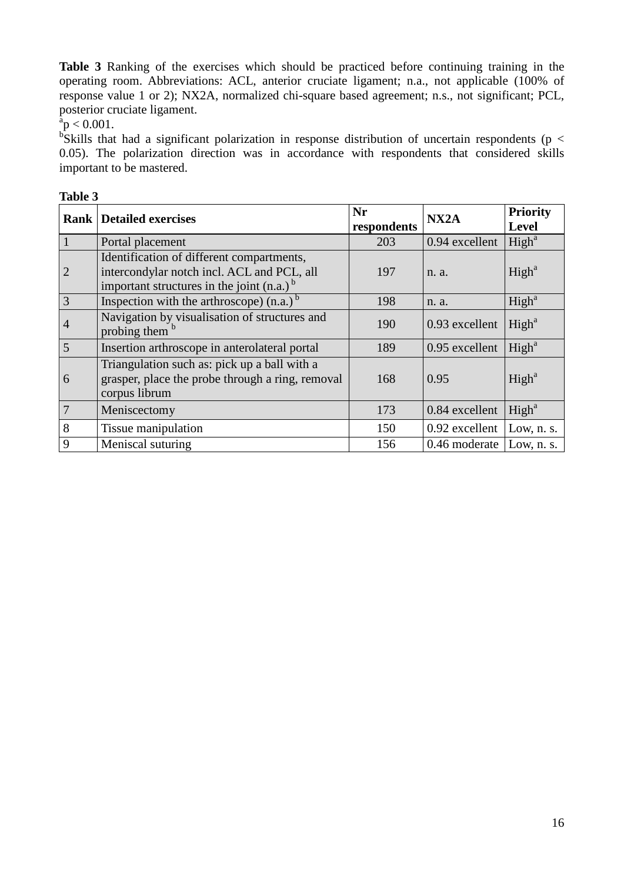**Table 3** Ranking of the exercises which should be practiced before continuing training in the operating room. Abbreviations: ACL, anterior cruciate ligament; n.a., not applicable (100% of response value 1 or 2); NX2A, normalized chi-square based agreement; n.s., not significant; PCL, posterior cruciate ligament.

[a] $p < 0.001$.

[b] Skills that had a significant polarization in response distribution of uncertain respondents ($p < 0.05$). The polarization direction was in accordance with respondents that considered skills important to be mastered.

**Table 3**

| Rank | Detailed exercises | Nr respondents | NX2A | Priority Level |
|---|---|---|---|---|
| 1 | Portal placement | 203 | 0.94 excellent | High[a] |
| 2 | Identification of different compartments, intercondylar notch incl. ACL and PCL, all important structures in the joint (n.a.) [b] | 197 | n. a. | High[a] |
| 3 | Inspection with the arthroscope) (n.a.) [b] | 198 | n. a. | High[a] |
| 4 | Navigation by visualisation of structures and probing them [b] | 190 | 0.93 excellent | High[a] |
| 5 | Insertion arthroscope in anterolateral portal | 189 | 0.95 excellent | High[a] |
| 6 | Triangulation such as: pick up a ball with a grasper, place the probe through a ring, removal corpus librum | 168 | 0.95 | High[a] |
| 7 | Meniscectomy | 173 | 0.84 excellent | High[a] |
| 8 | Tissue manipulation | 150 | 0.92 excellent | Low, n. s. |
| 9 | Meniscal suturing | 156 | 0.46 moderate | Low, n. s. |